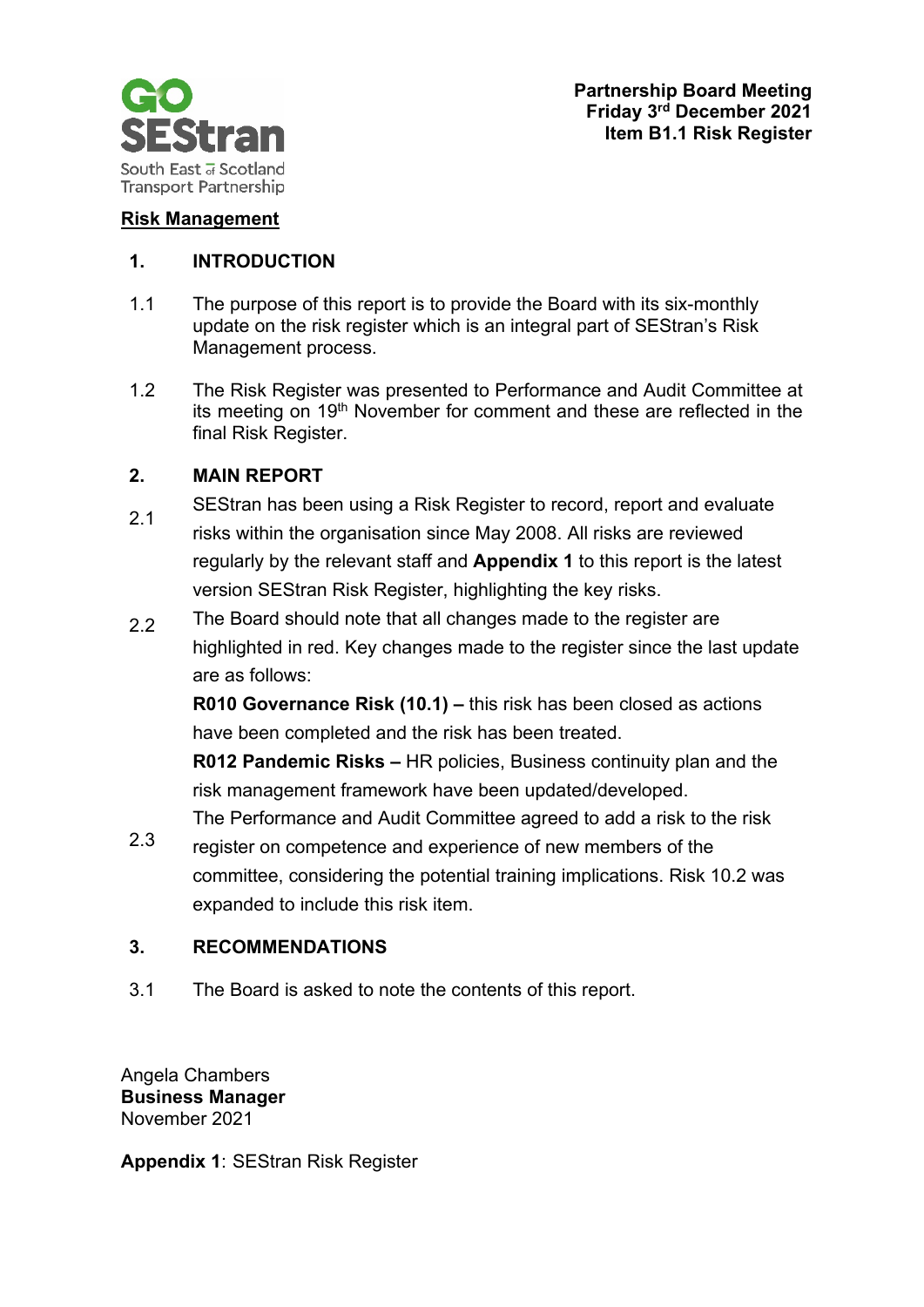GO SEStran
South East of Scotland Transport Partnership

**Partnership Board Meeting**
**Friday 3rd December 2021**
**Item B1.1 Risk Register**

# Risk Management

## 1. INTRODUCTION

1.1 The purpose of this report is to provide the Board with its six-monthly update on the risk register which is an integral part of SEStran's Risk Management process.

1.2 The Risk Register was presented to Performance and Audit Committee at its meeting on 19th November for comment and these are reflected in the final Risk Register.

## 2. MAIN REPORT

2.1 SEStran has been using a Risk Register to record, report and evaluate risks within the organisation since May 2008. All risks are reviewed regularly by the relevant staff and **Appendix 1** to this report is the latest version SEStran Risk Register, highlighting the key risks.

2.2 The Board should note that all changes made to the register are highlighted in red. Key changes made to the register since the last update are as follows:

**R010 Governance Risk (10.1) –** this risk has been closed as actions have been completed and the risk has been treated.

**R012 Pandemic Risks –** HR policies, Business continuity plan and the risk management framework have been updated/developed.

2.3 The Performance and Audit Committee agreed to add a risk to the risk register on competence and experience of new members of the committee, considering the potential training implications. Risk 10.2 was expanded to include this risk item.

## 3. RECOMMENDATIONS

3.1 The Board is asked to note the contents of this report.

Angela Chambers
**Business Manager**
November 2021

**Appendix 1**: SEStran Risk Register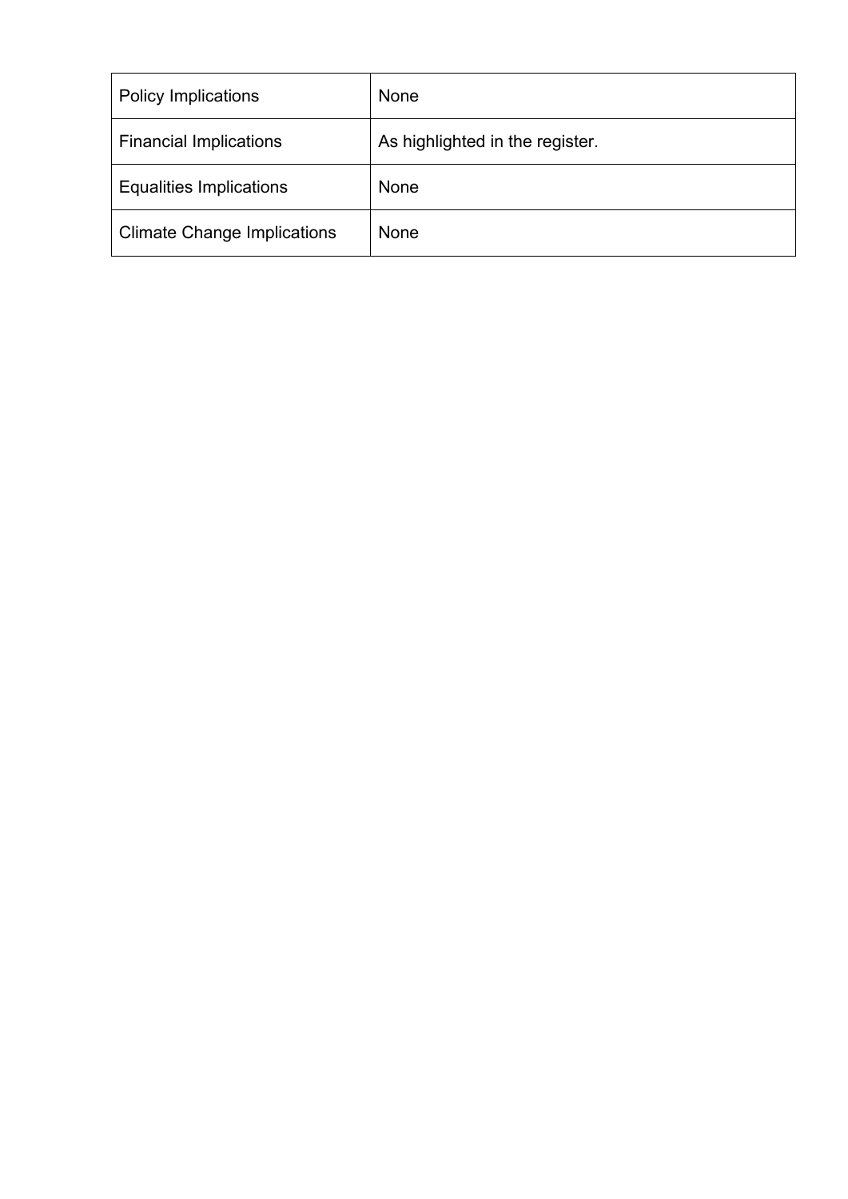| Policy Implications | None |
| --- | --- |
| Financial Implications | As highlighted in the register. |
| Equalities Implications | None |
| Climate Change Implications | None |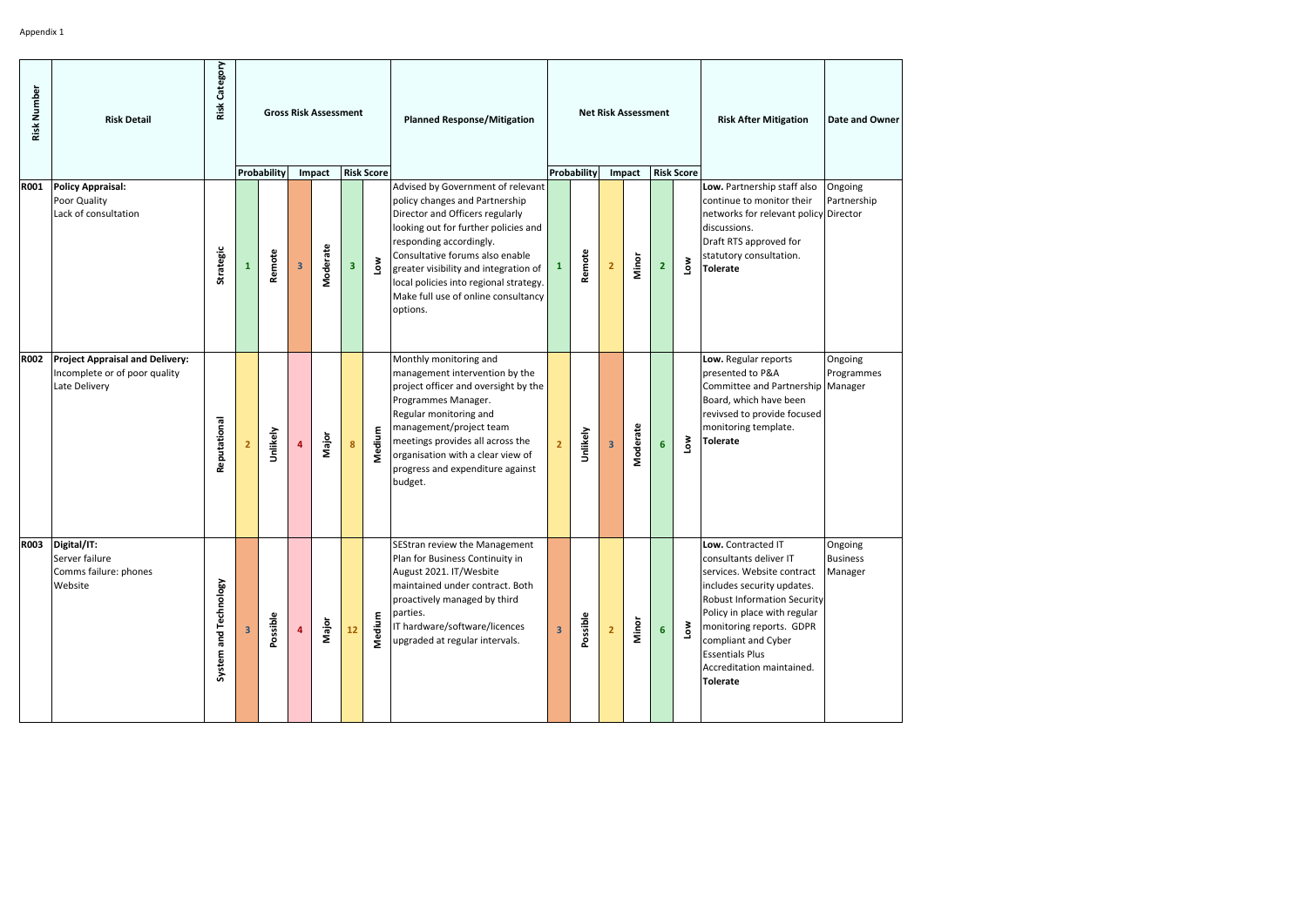Appendix 1

| Risk Number | Risk Detail | Risk Category | Gross Risk Assessment | | | | | | Planned Response/Mitigation | Net Risk Assessment | | | | | | Risk After Mitigation | Date and Owner |
|---|---|---|---|---|---|---|---|---|---|---|---|---|---|---|---|---|---|
| | | | Probability | | Impact | | Risk Score | | | Probability | | Impact | | Risk Score | | | |
| R001 | **Policy Appraisal:** Poor Quality Lack of consultation | Strategic | 1 | Remote | 3 | Moderate | 3 | Low | Advised by Government of relevant policy changes and Partnership Director and Officers regularly looking out for further policies and responding accordingly. Consultative forums also enable greater visibility and integration of local policies into regional strategy. Make full use of online consultancy options. | 1 | Remote | 2 | Minor | 2 | Low | **Low.** Partnership staff also continue to monitor their networks for relevant policy discussions. Draft RTS approved for statutory consultation. **Tolerate** | Ongoing Partnership Director |
| R002 | **Project Appraisal and Delivery:** Incomplete or of poor quality Late Delivery | Reputational | 2 | Unlikely | 4 | Major | 8 | Medium | Monthly monitoring and management intervention by the project officer and oversight by the Programmes Manager. Regular monitoring and management/project team meetings provides all across the organisation with a clear view of progress and expenditure against budget. | 2 | Unlikely | 3 | Moderate | 6 | Low | **Low.** Regular reports presented to P&A Committee and Partnership Board, which have been revivsed to provide focused monitoring template. **Tolerate** | Ongoing Programmes Manager |
| R003 | **Digital/IT:** Server failure Comms failure: phones Website | System and Technology | 3 | Possible | 4 | Major | 12 | Medium | SEStran review the Management Plan for Business Continuity in August 2021. IT/Wesbite maintained under contract. Both proactively managed by third parties. IT hardware/software/licences upgraded at regular intervals. | 3 | Possible | 2 | Minor | 6 | Low | **Low.** Contracted IT consultants deliver IT services. Website contract includes security updates. Robust Information Security Policy in place with regular monitoring reports. GDPR compliant and Cyber Essentials Plus Accreditation maintained. **Tolerate** | Ongoing Business Manager |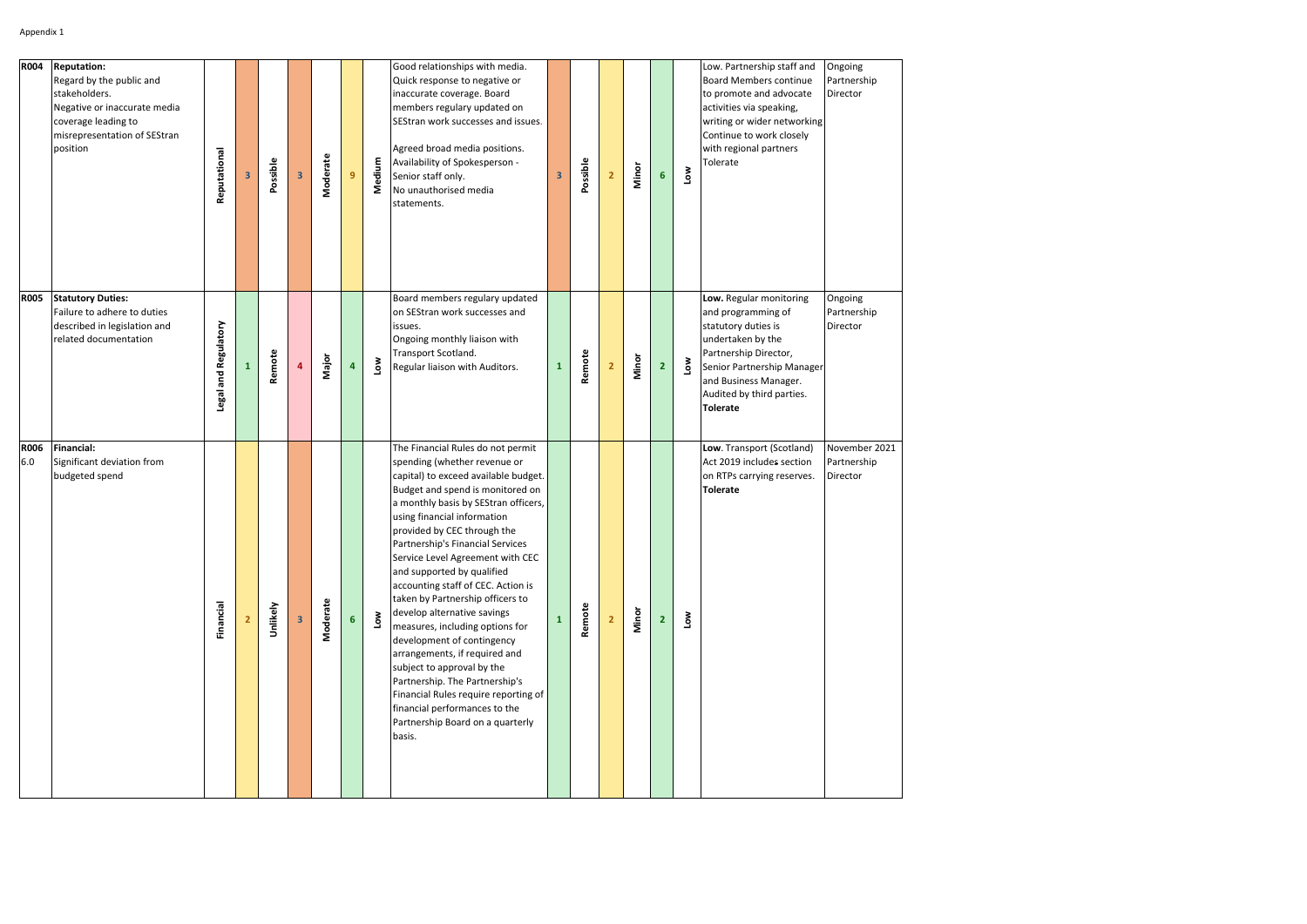Appendix 1

| | | | | | | | | | | | | | | | | | | |
|---|---|---|---|---|---|---|---|---|---|---|---|---|---|---|---|---|---|---|
| R004 | **Reputation:** Regard by the public and stakeholders. Negative or inaccurate media coverage leading to misrepresentation of SEStran position | Reputational | 3 | Possible | 3 | Moderate | 9 | Medium | Good relationships with media. Quick response to negative or inaccurate coverage. Board members regulary updated on SEStran work successes and issues. Agreed broad media positions. Availability of Spokesperson - Senior staff only. No unauthorised media statements. | 3 | Possible | 2 | Minor | 6 | Low | Low. Partnership staff and Board Members continue to promote and advocate activities via speaking, writing or wider networking Continue to work closely with regional partners Tolerate | Ongoing Partnership Director |
| R005 | **Statutory Duties:** Failure to adhere to duties described in legislation and related documentation | Legal and Regulatory | 1 | Remote | 4 | Major | 4 | Low | Board members regulary updated on SEStran work successes and issues. Ongoing monthly liaison with Transport Scotland. Regular liaison with Auditors. | 1 | Remote | 2 | Minor | 2 | Low | **Low.** Regular monitoring and programming of statutory duties is undertaken by the Partnership Director, Senior Partnership Manager and Business Manager. Audited by third parties. **Tolerate** | Ongoing Partnership Director |
| R006 6.0 | **Financial:** Significant deviation from budgeted spend | Financial | 2 | Unlikely | 3 | Moderate | 6 | Low | The Financial Rules do not permit spending (whether revenue or capital) to exceed available budget. Budget and spend is monitored on a monthly basis by SEStran officers, using financial information provided by CEC through the Partnership's Financial Services Service Level Agreement with CEC and supported by qualified accounting staff of CEC. Action is taken by Partnership officers to develop alternative savings measures, including options for development of contingency arrangements, if required and subject to approval by the Partnership. The Partnership's Financial Rules require reporting of financial performances to the Partnership Board on a quarterly basis. | 1 | Remote | 2 | Minor | 2 | Low | **Low**. Transport (Scotland) Act 2019 includes section on RTPs carrying reserves. **Tolerate** | November 2021 Partnership Director |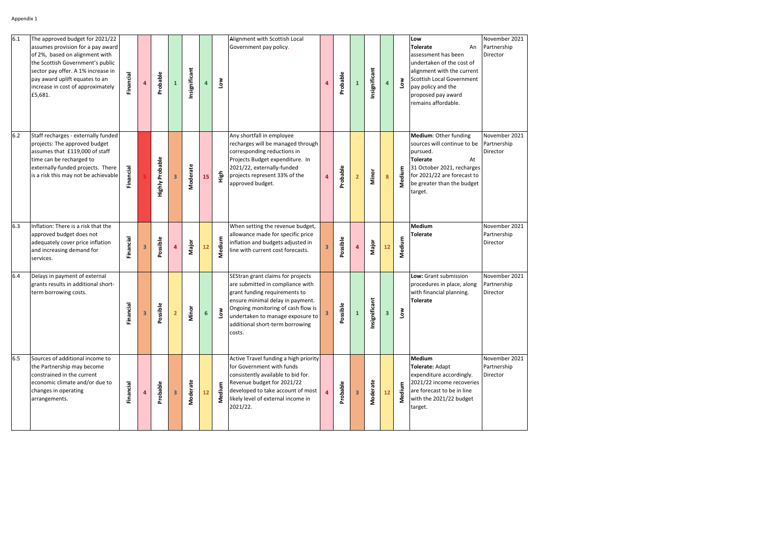Appendix 1

| | | | | | | | | | | | | | | | | | |
|---|---|---|---|---|---|---|---|---|---|---|---|---|---|---|---|---|---|
| 6.1 | The approved budget for 2021/22 assumes provision for a pay award of 2%, based on alignment with the Scottish Government's public sector pay offer. A 1% increase in pay award uplift equates to an increase in cost of approximately £5,681. | Financial | 4 | Probable | 1 | Insignificant | 4 | Low | Alignment with Scottish Local Government pay policy. | 4 | Probable | 1 | Insignificant | 4 | Low | **Low** **Tolerate** An assessment has been undertaken of the cost of alignment with the current Scottish Local Government pay policy and the proposed pay award remains affordable. | November 2021 Partnership Director |
| 6.2 | Staff recharges - externally funded projects: The approved budget assumes that £119,000 of staff time can be recharged to externally-funded projects. There is a risk this may not be achievable | Financial | 5 | Highly Probable | 3 | Moderate | 15 | High | Any shortfall in employee recharges will be managed through corresponding reductions in Projects Budget expenditure. In 2021/22, externally-funded projects represent 33% of the approved budget. | 4 | Probable | 2 | Minor | 8 | Medium | **Medium**: Other funding sources will continue to be pursued. **Tolerate** At 31 October 2021, recharges for 2021/22 are forecast to be greater than the budget target. | November 2021 Partnership Director |
| 6.3 | Inflation: There is a risk that the approved budget does not adequately cover price inflation and increasing demand for services. | Financial | 3 | Possible | 4 | Major | 12 | Medium | When setting the revenue budget, allowance made for specific price inflation and budgets adjusted in line with current cost forecasts. | 3 | Possible | 4 | Major | 12 | Medium | **Medium** **Tolerate** | November 2021 Partnership Director |
| 6.4 | Delays in payment of external grants results in additional short-term borrowing costs. | Financial | 3 | Possible | 2 | Minor | 6 | Low | SEStran grant claims for projects are submitted in compliance with grant funding requirements to ensure minimal delay in payment. Ongoing monitoring of cash flow is undertaken to manage exposure to additional short-term borrowing costs. | 3 | Possible | 1 | Insignificant | 3 | Low | **Low:** Grant submission procedures in place, along with financial planning. **Tolerate** | November 2021 Partnership Director |
| 6.5 | Sources of additional income to the Partnership may become constrained in the current economic climate and/or due to changes in operating arrangements. | Financial | 4 | Probable | 3 | Moderate | 12 | Medium | Active Travel funding a high priority for Government with funds consistently available to bid for. Revenue budget for 2021/22 developed to take account of most likely level of external income in 2021/22. | 4 | Probable | 3 | Moderate | 12 | Medium | **Medium** **Tolerate:** Adapt expenditure accordingly. 2021/22 income recoveries are forecast to be in line with the 2021/22 budget target. | November 2021 Partnership Director |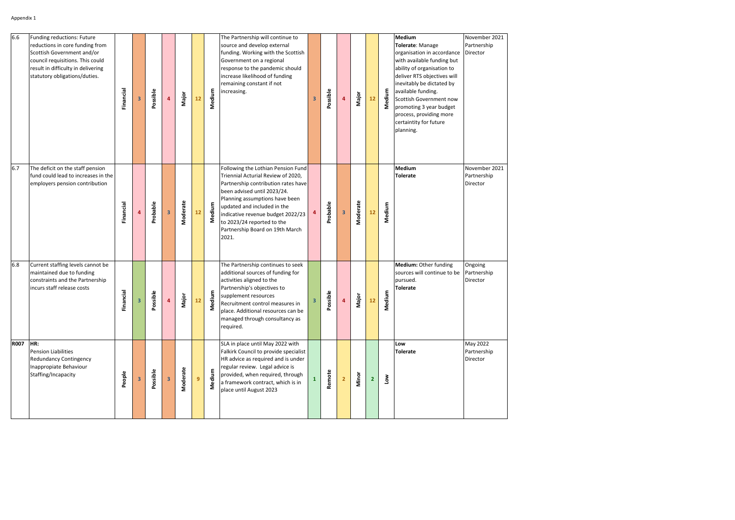Appendix 1

| | | | | | | | | | | | | | | | | | |
|---|---|---|---|---|---|---|---|---|---|---|---|---|---|---|---|---|---|
| 6.6 | Funding reductions: Future reductions in core funding from Scottish Government and/or council requisitions. This could result in difficulty in delivering statutory obligations/duties. | Financial | 3 | Possible | 4 | Major | 12 | Medium | The Partnership will continue to source and develop external funding. Working with the Scottish Government on a regional response to the pandemic should increase likelihood of funding remaining constant if not increasing. | 3 | Possible | 4 | Major | 12 | Medium | **Medium** **Tolerate**: Manage organisation in accordance with available funding but ability of organisation to deliver RTS objectives will inevitably be dictated by available funding. Scottish Government now promoting 3 year budget process, providing more certaintity for future planning. | November 2021 Partnership Director |
| 6.7 | The deficit on the staff pension fund could lead to increases in the employers pension contribution | Financial | 4 | Probable | 3 | Moderate | 12 | Medium | Following the Lothian Pension Fund Triennial Acturial Review of 2020, Partnership contribution rates have been advised until 2023/24. Planning assumptions have been updated and included in the indicative revenue budget 2022/23 to 2023/24 reported to the Partnership Board on 19th March 2021. | 4 | Probable | 3 | Moderate | 12 | Medium | **Medium** **Tolerate** | November 2021 Partnership Director |
| 6.8 | Current staffing levels cannot be maintained due to funding constraints and the Partnership incurs staff release costs | Financial | 3 | Possible | 4 | Major | 12 | Medium | The Partnership continues to seek additional sources of funding for activities aligned to the Partnership's objectives to supplement resources Recruitment control measures in place. Additional resources can be managed through consultancy as required. | 3 | Possible | 4 | Major | 12 | Medium | **Medium:** Other funding sources will continue to be pursued. **Tolerate** | Ongoing Partnership Director |
| **R007** | **HR:** Pension Liabilities Redundancy Contingency Inappropiate Behaviour Staffing/Incapacity | People | 3 | Possible | 3 | Moderate | 9 | Medium | SLA in place until May 2022 with Falkirk Council to provide specialist HR advice as required and is under regular review. Legal advice is provided, when required, through a framework contract, which is in place until August 2023 | 1 | Remote | 2 | Minor | 2 | Low | **Low** **Tolerate** | May 2022 Partnership Director |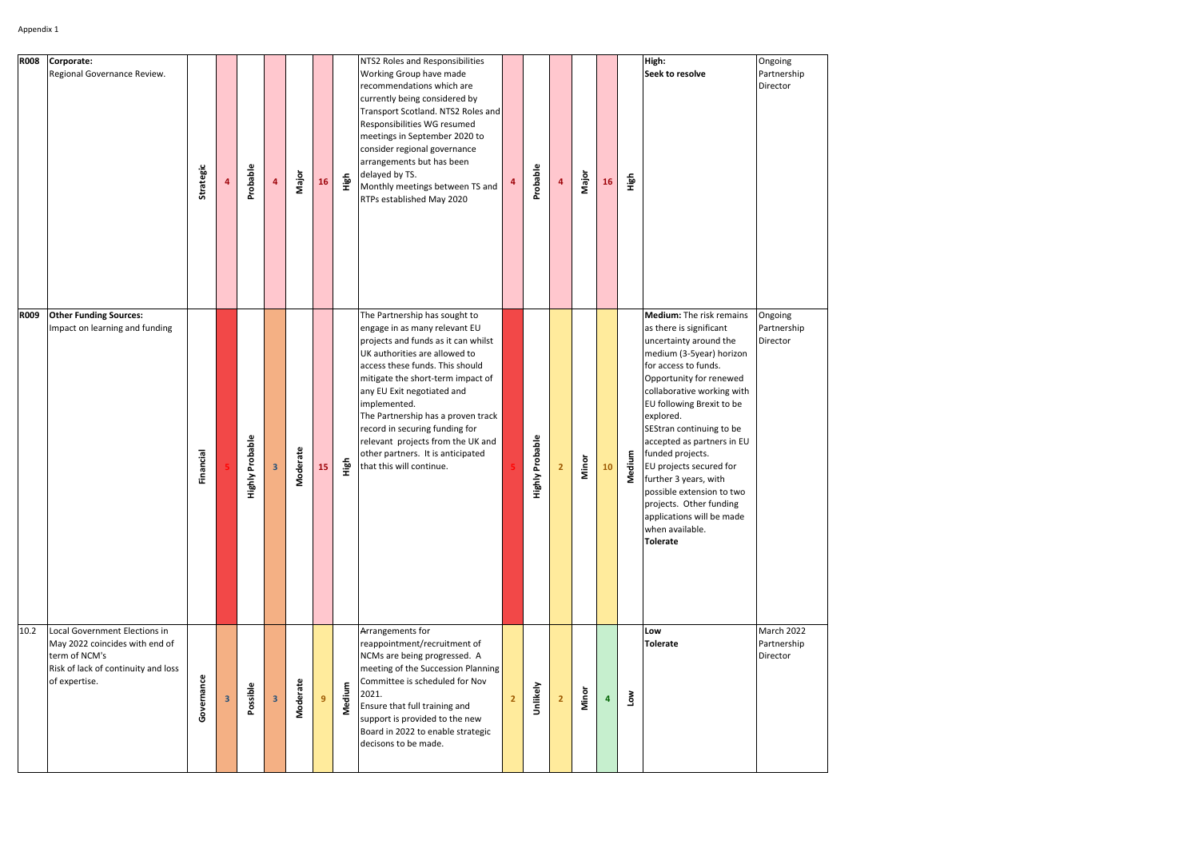Appendix 1

| R008 | **Corporate:** Regional Governance Review. | Strategic | 4 | Probable | 4 | Major | 16 | High | NTS2 Roles and Responsibilities Working Group have made recommendations which are currently being considered by Transport Scotland. NTS2 Roles and Responsibilities WG resumed meetings in September 2020 to consider regional governance arrangements but has been delayed by TS. Monthly meetings between TS and RTPs established May 2020 | 4 | Probable | 4 | Major | 16 | High | **High: Seek to resolve** | Ongoing Partnership Director |
|---|---|---|---|---|---|---|---|---|---|---|---|---|---|---|---|---|---|
| **R009** | **Other Funding Sources:** Impact on learning and funding | Financial | 5 | Highly Probable | 3 | Moderate | 15 | High | The Partnership has sought to engage in as many relevant EU projects and funds as it can whilst UK authorities are allowed to access these funds. This should mitigate the short-term impact of any EU Exit negotiated and implemented. The Partnership has a proven track record in securing funding for relevant projects from the UK and other partners. It is anticipated that this will continue. | 5 | Highly Probable | 2 | Minor | 10 | Medium | **Medium:** The risk remains as there is significant uncertainty around the medium (3-5year) horizon for access to funds. Opportunity for renewed collaborative working with EU following Brexit to be explored. SEStran continuing to be accepted as partners in EU funded projects. EU projects secured for further 3 years, with possible extension to two projects. Other funding applications will be made when available. **Tolerate** | Ongoing Partnership Director |
| 10.2 | Local Government Elections in May 2022 coincides with end of term of NCM's Risk of lack of continuity and loss of expertise. | Governance | 3 | Possible | 3 | Moderate | 9 | Medium | Arrangements for reappointment/recruitment of NCMs are being progressed. A meeting of the Succession Planning Committee is scheduled for Nov 2021. Ensure that full training and support is provided to the new Board in 2022 to enable strategic decisons to be made. | 2 | Unlikely | 2 | Minor | 4 | Low | **Low Tolerate** | March 2022 Partnership Director |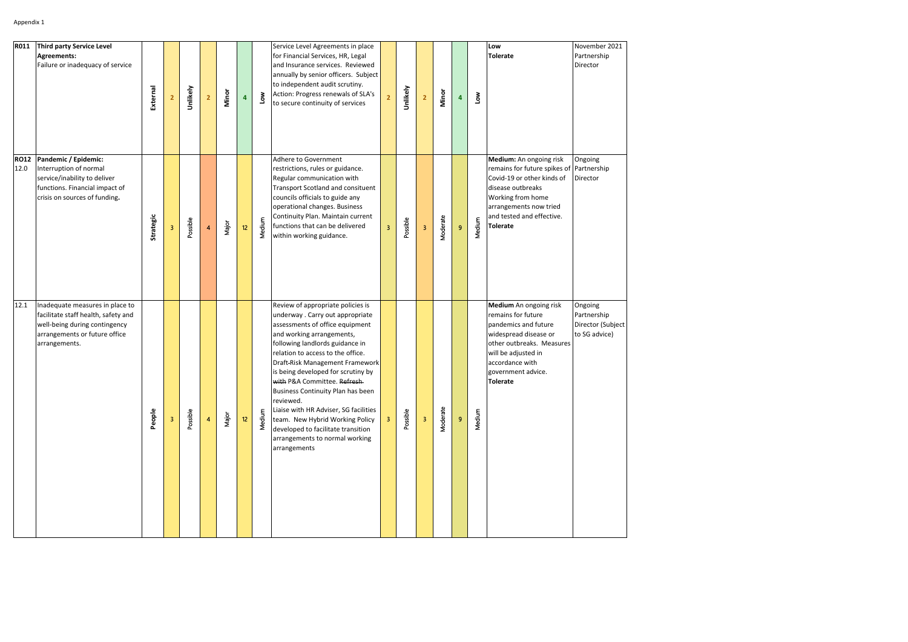Appendix 1

| | | | | | | | | | | | | | | | | | |
|---|---|---|---|---|---|---|---|---|---|---|---|---|---|---|---|---|---|
| R011 | **Third party Service Level Agreements:** Failure or inadequacy of service | External | 2 | Unlikely | 2 | Minor | 4 | Low | Service Level Agreements in place for Financial Services, HR, Legal and Insurance services. Reviewed annually by senior officers. Subject to independent audit scrutiny. Action: Progress renewals of SLA's to secure continuity of services | 2 | Unlikely | 2 | Minor | 4 | Low | **Low** **Tolerate** | November 2021 Partnership Director |
| **RO12** 12.0 | **Pandemic / Epidemic:** Interruption of normal service/inability to deliver functions. Financial impact of crisis on sources of funding**.** | Strategic | 3 | Possible | 4 | Major | 12 | Medium | Adhere to Government restrictions, rules or guidance. Regular communication with Transport Scotland and consituent councils officials to guide any operational changes. Business Continuity Plan. Maintain current functions that can be delivered within working guidance. | 3 | Possible | 3 | Moderate | 9 | Medium | **Medium:** An ongoing risk remains for future spikes of Covid-19 or other kinds of disease outbreaks Working from home arrangements now tried and tested and effective. **Tolerate** | Ongoing Partnership Director |
| 12.1 | Inadequate measures in place to facilitate staff health, safety and well-being during contingency arrangements or future office arrangements. | People | 3 | Possible | 4 | Major | 12 | Medium | Review of appropriate policies is underway . Carry out appropriate assessments of office equipment and working arrangements, following landlords guidance in relation to access to the office. Draft-Risk Management Framework is being developed for scrutiny by ~~with~~ P&A Committee. ~~Refresh~~ Business Continuity Plan has been reviewed. Liaise with HR Adviser, SG facilities team. New Hybrid Working Policy developed to facilitate transition arrangements to normal working arrangements | 3 | Possible | 3 | Moderate | 9 | Medium | **Medium** An ongoing risk remains for future pandemics and future widespread disease or other outbreaks. Measures will be adjusted in accordance with government advice. **Tolerate** | Ongoing Partnership Director (Subject to SG advice) |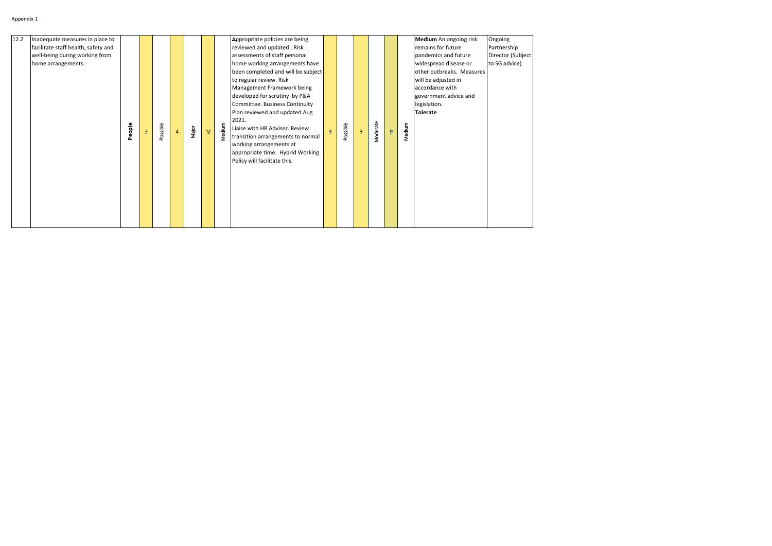Appendix 1

| | | | | | | | | | | | | | | | | | |
|---|---|---|---|---|---|---|---|---|---|---|---|---|---|---|---|---|---|
| 12.2 | Inadequate measures in place to facilitate staff health, safety and well-being during working from home arrangements. | People | 3 | Possible | 4 | Major | 12 | Medium | Appropriate policies are being reviewed and updated . Risk assessments of staff personal home working arrangements have been completed and will be subject to regular review. Risk Management Framework being developed for scrutiny by P&A Committee. Business Continuity Plan reviewed and updated Aug 2021.<br>Liaise with HR Adviser. Review transition arrangements to normal working arrangements at appropriate time. Hybrid Working Policy will facilitate this. | 3 | Possible | 3 | Moderate | 9 | Medium | **Medium** An ongoing risk remains for future pandemics and future widespread disease or other outbreaks. Measures will be adjusted in accordance with government advice and legislation.<br>**Tolerate** | Ongoing Partnership Director (Subject to SG advice) |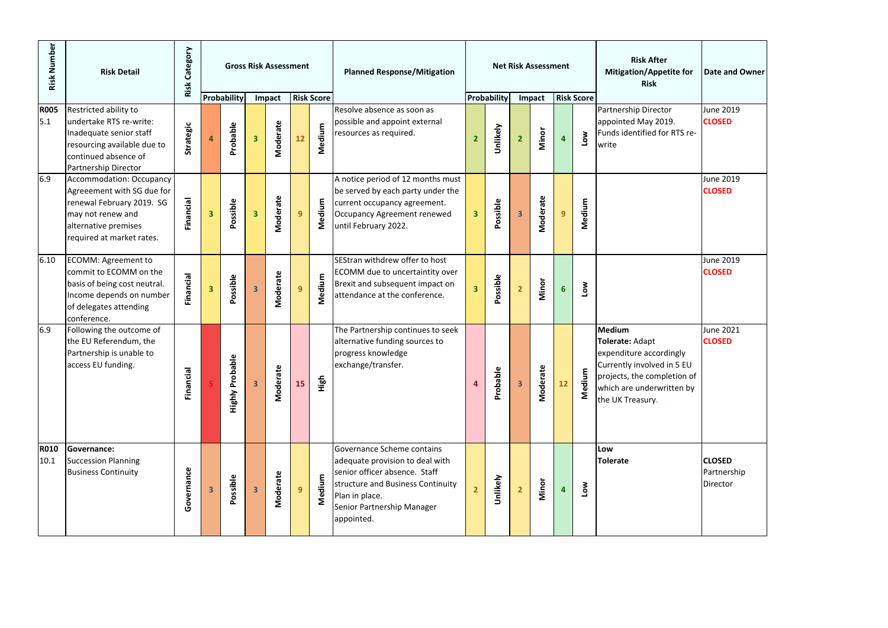| Risk Number | Risk Detail | Risk Category | Gross Risk Assessment | | | | | | Planned Response/Mitigation | Net Risk Assessment | | | | | | Risk After Mitigation/Appetite for Risk | Date and Owner |
|---|---|---|---|---|---|---|---|---|---|---|---|---|---|---|---|---|---|
| | | | Probability | | Impact | | Risk Score | | | Probability | | Impact | | Risk Score | | | |
| **R005** 5.1 | Restricted ability to undertake RTS re-write: Inadequate senior staff resourcing available due to continued absence of Partnership Director | Strategic | 4 | Probable | 3 | Moderate | 12 | Medium | Resolve absence as soon as possible and appoint external resources as required. | 2 | Unlikely | 2 | Minor | 4 | Low | Partnership Director appointed May 2019. Funds identified for RTS re-write | June 2019 **CLOSED** |
| 6.9 | Accommodation: Occupancy Agreeement with SG due for renewal February 2019. SG may not renew and alternative premises required at market rates. | Financial | 3 | Possible | 3 | Moderate | 9 | Medium | A notice period of 12 months must be served by each party under the current occupancy agreement. Occupancy Agreement renewed until February 2022. | 3 | Possible | 3 | Moderate | 9 | Medium | | June 2019 **CLOSED** |
| 6.10 | ECOMM: Agreement to commit to ECOMM on the basis of being cost neutral. Income depends on number of delegates attending conference. | Financial | 3 | Possible | 3 | Moderate | 9 | Medium | SEStran withdrew offer to host ECOMM due to uncertaintity over Brexit and subsequent impact on attendance at the conference. | 3 | Possible | 2 | Minor | 6 | Low | | June 2019 **CLOSED** |
| 6.9 | Following the outcome of the EU Referendum, the Partnership is unable to access EU funding. | Financial | 5 | Highly Probable | 3 | Moderate | 15 | High | The Partnership continues to seek alternative funding sources to progress knowledge exchange/transfer. | 4 | Probable | 3 | Moderate | 12 | Medium | **Medium** **Tolerate:** Adapt expenditure accordingly Currently involved in 5 EU projects, the completion of which are underwritten by the UK Treasury. | June 2021 **CLOSED** |
| **R010** 10.1 | **Governance:** Succession Planning Business Continuity | Governance | 3 | Possible | 3 | Moderate | 9 | Medium | Governance Scheme contains adequate provision to deal with senior officer absence. Staff structure and Business Continuity Plan in place. Senior Partnership Manager appointed. | 2 | Unlikely | 2 | Minor | 4 | Low | **Low** **Tolerate** | **CLOSED** Partnership Director |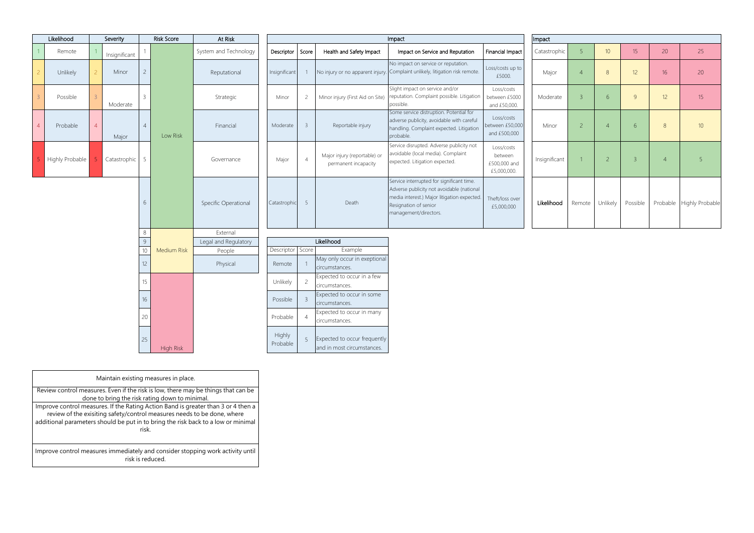| Likelihood | | Severity | | Risk Score | | At Risk |
|---|---|---|---|---|---|---|
| 1 | Remote | 1 | Insignificant | 1 | Low Risk | System and Technology |
| 2 | Unlikely | 2 | Minor | 2 | | Reputational |
| 3 | Possible | 3 | Moderate | 3 | | Strategic |
| 4 | Probable | 4 | Major | 4 | | Financial |
| 5 | Highly Probable | 5 | Catastrophic | 5 | | Governance |
| | | | | 6 | | Specific Operational |
| | | | | 8 | Medium Risk | External |
| | | | | 9 | | Legal and Regulatory |
| | | | | 10 | | People |
| | | | | 12 | | Physical |
| | | | | 15 | High Risk | |
| | | | | 16 | | |
| | | | | 20 | | |
| | | | | 25 | | |

| Impact | | | | |
|---|---|---|---|---|
| Descriptor | Score | Health and Safety Impact | Impact on Service and Reputation | Financial Impact |
| Insignificant | 1 | No injury or no apparent injury. | No impact on service or reputation. Complaint unlikely, litigation risk remote. | Loss/costs up to £5000. |
| Minor | 2 | Minor injury (First Aid on Site) | Slight impact on service and/or reputation. Complaint possible. Litigation possible. | Loss/costs between £5000 and £50,000. |
| Moderate | 3 | Reportable injury | Some service distruption. Potential for adverse publicity, avoidable with careful handling. Complaint expected. Litigation probable. | Loss/costs between £50,000 and £500,000 |
| Major | 4 | Major injury (reportable) or permanent incapacity | Service disrupted. Adverse publicity not avoidable (local media). Complaint expected. Litigation expected. | Loss/costs between £500,000 and £5,000,000. |
| Catastrophic | 5 | Death | Service interrupted for significant time. Adverse publicity not avoidable (national media interest.) Major litigation expected. Resignation of senior management/directors. | Theft/loss over £5,000,000 |

| Likelihood | | |
|---|---|---|
| Descriptor | Score | Example |
| Remote | 1 | May only occur in exceptional circumstances. |
| Unlikely | 2 | Expected to occur in a few circumstances. |
| Possible | 3 | Expected to occur in some circumstances. |
| Probable | 4 | Expected to occur in many circumstances. |
| Highly Probable | 5 | Expected to occur frequently and in most circumstances. |

| Impact | | | | | |
|---|---|---|---|---|---|
| Catastrophic | 5 | 10 | 15 | 20 | 25 |
| Major | 4 | 8 | 12 | 16 | 20 |
| Moderate | 3 | 6 | 9 | 12 | 15 |
| Minor | 2 | 4 | 6 | 8 | 10 |
| Insignificant | 1 | 2 | 3 | 4 | 5 |
| Likelihood | Remote | Unlikely | Possible | Probable | Highly Probable |

| |
|---|
| Maintain existing measures in place. |
| Review control measures. Even if the risk is low, there may be things that can be done to bring the risk rating down to minimal. |
| Improve control measures. If the Rating Action Band is greater than 3 or 4 then a review of the exisiting safety/control measures needs to be done, where additional parameters should be put in to bring the risk back to a low or minimal risk. |
| Improve control measures immediately and consider stopping work activity until risk is reduced. |